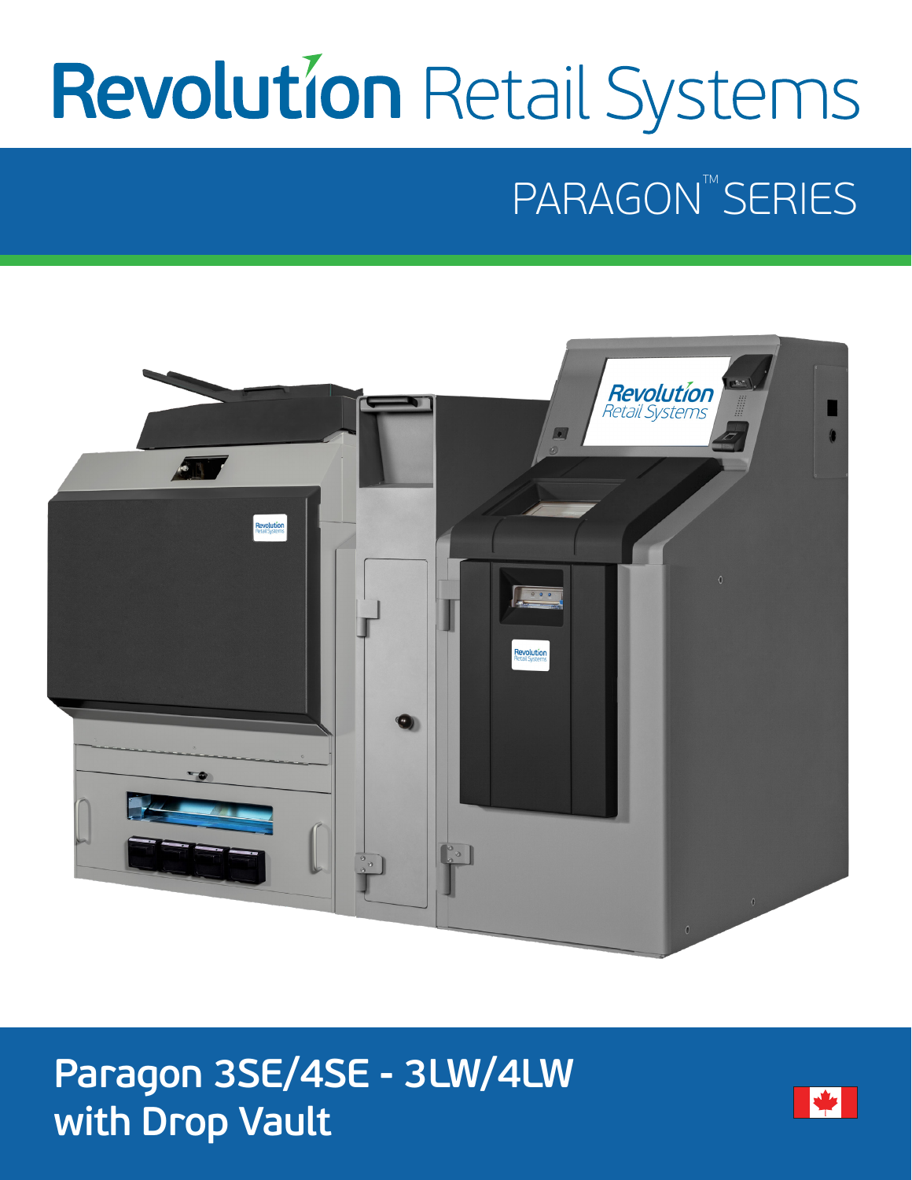# Revolution Retail Systems

## PARAGON™ SERIES

## Paragon 3SE/4SE - 3LW/4LW with Drop Vault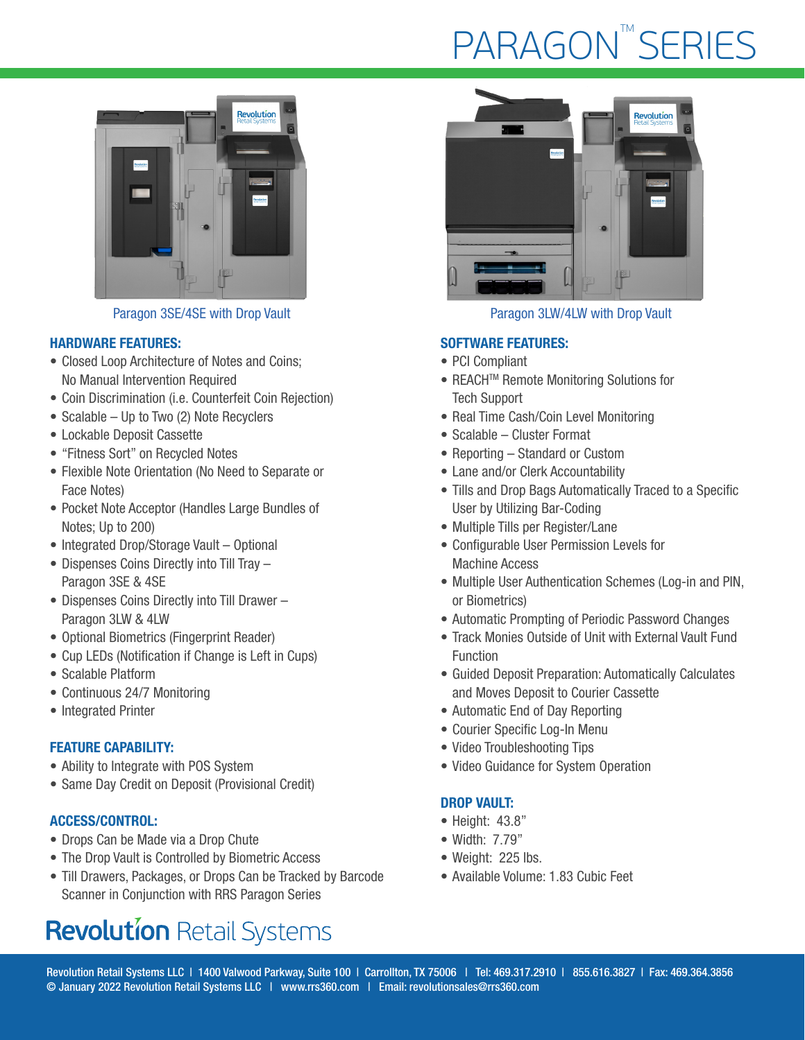# PARAGON™ SERIES

Paragon 3SE/4SE with Drop Vault

Paragon 3LW/4LW with Drop Vault

## HARDWARE FEATURES:

- Closed Loop Architecture of Notes and Coins; No Manual Intervention Required
- Coin Discrimination (i.e. Counterfeit Coin Rejection)
- Scalable – Up to Two (2) Note Recyclers
- Lockable Deposit Cassette
- "Fitness Sort" on Recycled Notes
- Flexible Note Orientation (No Need to Separate or Face Notes)
- Pocket Note Acceptor (Handles Large Bundles of Notes; Up to 200)
- Integrated Drop/Storage Vault – Optional
- Dispenses Coins Directly into Till Tray – Paragon 3SE & 4SE
- Dispenses Coins Directly into Till Drawer – Paragon 3LW & 4LW
- Optional Biometrics (Fingerprint Reader)
- Cup LEDs (Notification if Change is Left in Cups)
- Scalable Platform
- Continuous 24/7 Monitoring
- Integrated Printer

## FEATURE CAPABILITY:

- Ability to Integrate with POS System
- Same Day Credit on Deposit (Provisional Credit)

## ACCESS/CONTROL:

- Drops Can be Made via a Drop Chute
- The Drop Vault is Controlled by Biometric Access
- Till Drawers, Packages, or Drops Can be Tracked by Barcode Scanner in Conjunction with RRS Paragon Series

## SOFTWARE FEATURES:

- PCI Compliant
- REACH™ Remote Monitoring Solutions for Tech Support
- Real Time Cash/Coin Level Monitoring
- Scalable – Cluster Format
- Reporting – Standard or Custom
- Lane and/or Clerk Accountability
- Tills and Drop Bags Automatically Traced to a Specific User by Utilizing Bar-Coding
- Multiple Tills per Register/Lane
- Configurable User Permission Levels for Machine Access
- Multiple User Authentication Schemes (Log-in and PIN, or Biometrics)
- Automatic Prompting of Periodic Password Changes
- Track Monies Outside of Unit with External Vault Fund Function
- Guided Deposit Preparation: Automatically Calculates and Moves Deposit to Courier Cassette
- Automatic End of Day Reporting
- Courier Specific Log-In Menu
- Video Troubleshooting Tips
- Video Guidance for System Operation

## DROP VAULT:

- Height: 43.8"
- Width: 7.79"
- Weight: 225 lbs.
- Available Volume: 1.83 Cubic Feet

**Revolution** Retail Systems

Revolution Retail Systems LLC | 1400 Valwood Parkway, Suite 100 | Carrollton, TX 75006 | Tel: 469.317.2910 | 855.616.3827 | Fax: 469.364.3856
© January 2022 Revolution Retail Systems LLC | www.rrs360.com | Email: revolutionsales@rrs360.com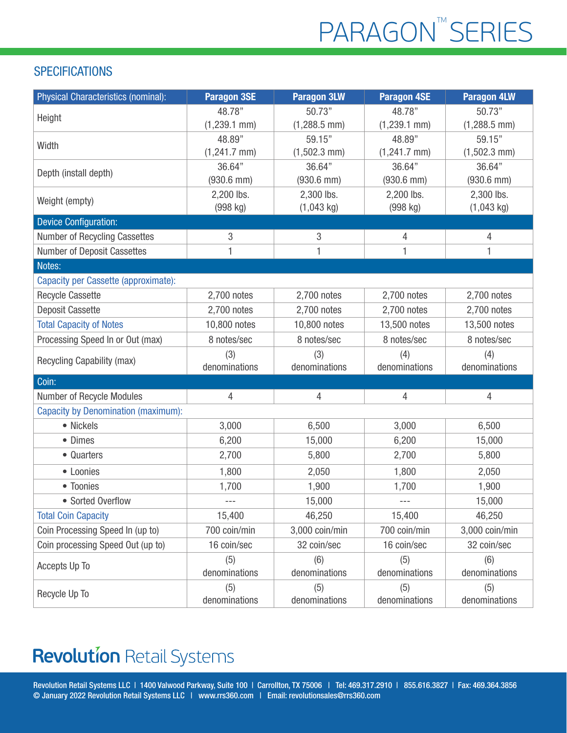# PARAGON™ SERIES

## SPECIFICATIONS

| Physical Characteristics (nominal): | Paragon 3SE | Paragon 3LW | Paragon 4SE | Paragon 4LW |
|---|---|---|---|---|
| Height | 48.78" (1,239.1 mm) | 50.73" (1,288.5 mm) | 48.78" (1,239.1 mm) | 50.73" (1,288.5 mm) |
| Width | 48.89" (1,241.7 mm) | 59.15" (1,502.3 mm) | 48.89" (1,241.7 mm) | 59.15" (1,502.3 mm) |
| Depth (install depth) | 36.64" (930.6 mm) | 36.64" (930.6 mm) | 36.64" (930.6 mm) | 36.64" (930.6 mm) |
| Weight (empty) | 2,200 lbs. (998 kg) | 2,300 lbs. (1,043 kg) | 2,200 lbs. (998 kg) | 2,300 lbs. (1,043 kg) |
| **Device Configuration:** | | | | |
| Number of Recycling Cassettes | 3 | 3 | 4 | 4 |
| Number of Deposit Cassettes | 1 | 1 | 1 | 1 |
| **Notes:** | | | | |
| Capacity per Cassette (approximate): | | | | |
| Recycle Cassette | 2,700 notes | 2,700 notes | 2,700 notes | 2,700 notes |
| Deposit Cassette | 2,700 notes | 2,700 notes | 2,700 notes | 2,700 notes |
| Total Capacity of Notes | 10,800 notes | 10,800 notes | 13,500 notes | 13,500 notes |
| Processing Speed In or Out (max) | 8 notes/sec | 8 notes/sec | 8 notes/sec | 8 notes/sec |
| Recycling Capability (max) | (3) denominations | (3) denominations | (4) denominations | (4) denominations |
| **Coin:** | | | | |
| Number of Recycle Modules | 4 | 4 | 4 | 4 |
| Capacity by Denomination (maximum): | | | | |
| • Nickels | 3,000 | 6,500 | 3,000 | 6,500 |
| • Dimes | 6,200 | 15,000 | 6,200 | 15,000 |
| • Quarters | 2,700 | 5,800 | 2,700 | 5,800 |
| • Loonies | 1,800 | 2,050 | 1,800 | 2,050 |
| • Toonies | 1,700 | 1,900 | 1,700 | 1,900 |
| • Sorted Overflow | --- | 15,000 | --- | 15,000 |
| Total Coin Capacity | 15,400 | 46,250 | 15,400 | 46,250 |
| Coin Processing Speed In (up to) | 700 coin/min | 3,000 coin/min | 700 coin/min | 3,000 coin/min |
| Coin processing Speed Out (up to) | 16 coin/sec | 32 coin/sec | 16 coin/sec | 32 coin/sec |
| Accepts Up To | (5) denominations | (6) denominations | (5) denominations | (6) denominations |
| Recycle Up To | (5) denominations | (5) denominations | (5) denominations | (5) denominations |

**Revolution** Retail Systems

Revolution Retail Systems LLC | 1400 Valwood Parkway, Suite 100 | Carrollton, TX 75006 | Tel: 469.317.2910 | 855.616.3827 | Fax: 469.364.3856
© January 2022 Revolution Retail Systems LLC | www.rrs360.com | Email: revolutionsales@rrs360.com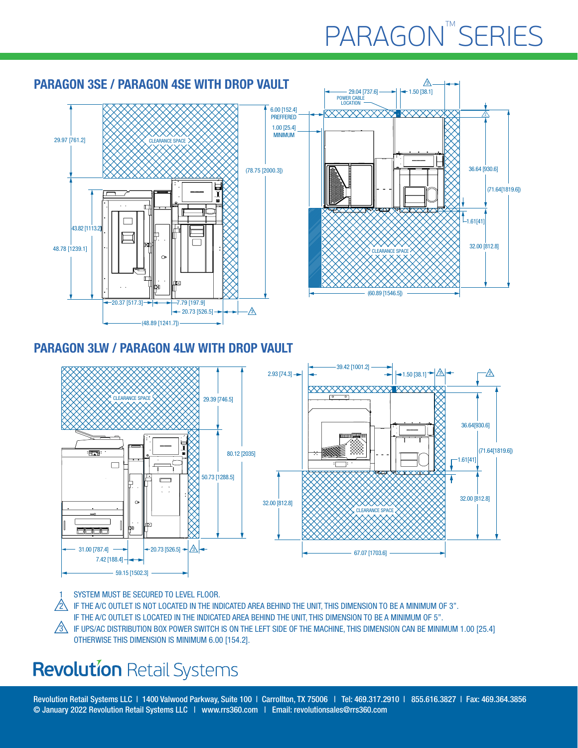# PARAGON™ SERIES

## PARAGON 3SE / PARAGON 4SE WITH DROP VAULT

29.97 [761.2]
CLEARANCE SPACE
6.00 [152.4]
PREFFERED
1.00 [25.4]
MINIMUM
(78.75 [2000.3])
43.82 [1113.2]
48.78 [1239.1]
20.37 [517.3]
7.79 [197.9]
20.73 [526.5]
(48.89 [1241.7])

29.04 [737.6]
POWER CABLE
LOCATION
1.50 [38.1]
36.64 [930.6]
(71.64[1819.6])
1.61[41]
32.00 [812.8]
CLEARANCE SPACE
(60.89 [1546.5])

## PARAGON 3LW / PARAGON 4LW WITH DROP VAULT

CLEARANCE SPACE
29.39 [746.5]
80.12 [2035]
50.73 [1288.5]
31.00 [787.4]
7.42 [188.4]
20.73 [526.5]
59.15 [1502.3]

2.93 [74.3]
39.42 [1001.2]
1.50 [38.1]
36.64[930.6]
(71.64[1819.6])
1.61[41]
32.00 [812.8]
CLEARANCE SPACE
32.00 [812.8]
67.07 [1703.6]

1. SYSTEM MUST BE SECURED TO LEVEL FLOOR.
2. IF THE A/C OUTLET IS NOT LOCATED IN THE INDICATED AREA BEHIND THE UNIT, THIS DIMENSION TO BE A MINIMUM OF 3".
   IF THE A/C OUTLET IS LOCATED IN THE INDICATED AREA BEHIND THE UNIT, THIS DIMENSION TO BE A MINIMUM OF 5".
3. IF UPS/AC DISTRIBUTION BOX POWER SWITCH IS ON THE LEFT SIDE OF THE MACHINE, THIS DIMENSION CAN BE MINIMUM 1.00 [25.4] OTHERWISE THIS DIMENSION IS MINIMUM 6.00 [154.2].

**Revolution** Retail Systems

Revolution Retail Systems LLC | 1400 Valwood Parkway, Suite 100 | Carrollton, TX 75006 | Tel: 469.317.2910 | 855.616.3827 | Fax: 469.364.3856
© January 2022 Revolution Retail Systems LLC | www.rrs360.com | Email: revolutionsales@rrs360.com